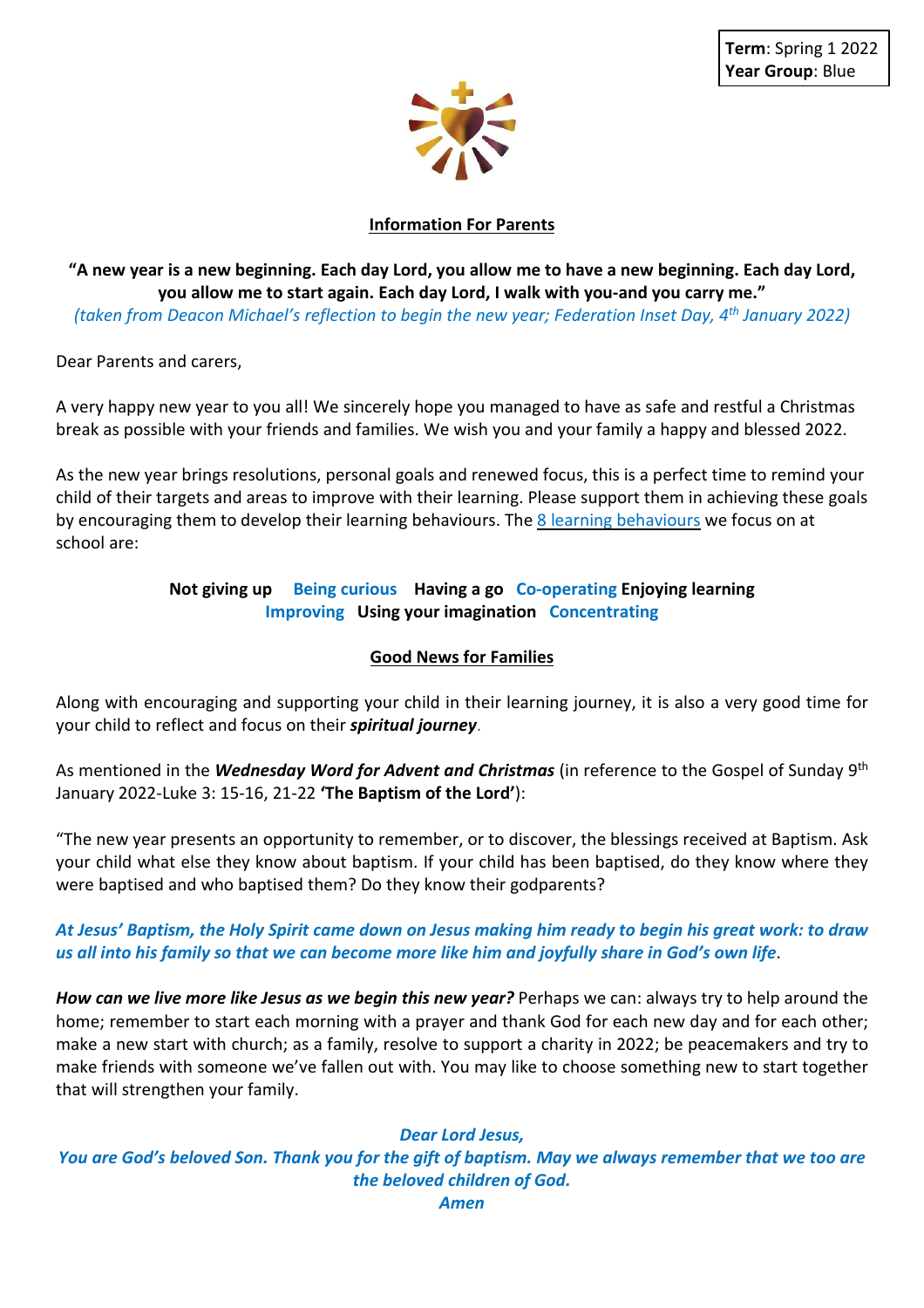**Term**: Spring 1 2022
**Year Group**: Blue

## Information For Parents

**"A new year is a new beginning. Each day Lord, you allow me to have a new beginning. Each day Lord, you allow me to start again. Each day Lord, I walk with you-and you carry me."**

*(taken from Deacon Michael's reflection to begin the new year; Federation Inset Day, 4th January 2022)*

Dear Parents and carers,

A very happy new year to you all! We sincerely hope you managed to have as safe and restful a Christmas break as possible with your friends and families. We wish you and your family a happy and blessed 2022.

As the new year brings resolutions, personal goals and renewed focus, this is a perfect time to remind your child of their targets and areas to improve with their learning. Please support them in achieving these goals by encouraging them to develop their learning behaviours. The 8 learning behaviours we focus on at school are:

**Not giving up   Being curious   Having a go   Co-operating Enjoying learning
Improving   Using your imagination   Concentrating**

## Good News for Families

Along with encouraging and supporting your child in their learning journey, it is also a very good time for your child to reflect and focus on their ***spiritual journey***.

As mentioned in the ***Wednesday Word for Advent and Christmas*** (in reference to the Gospel of Sunday 9th January 2022-Luke 3: 15-16, 21-22 **'The Baptism of the Lord'**):

"The new year presents an opportunity to remember, or to discover, the blessings received at Baptism. Ask your child what else they know about baptism. If your child has been baptised, do they know where they were baptised and who baptised them? Do they know their godparents?

***At Jesus' Baptism, the Holy Spirit came down on Jesus making him ready to begin his great work: to draw us all into his family so that we can become more like him and joyfully share in God's own life***.

***How can we live more like Jesus as we begin this new year?*** Perhaps we can: always try to help around the home; remember to start each morning with a prayer and thank God for each new day and for each other; make a new start with church; as a family, resolve to support a charity in 2022; be peacemakers and try to make friends with someone we've fallen out with. You may like to choose something new to start together that will strengthen your family.

***Dear Lord Jesus,
You are God's beloved Son. Thank you for the gift of baptism. May we always remember that we too are the beloved children of God.
Amen***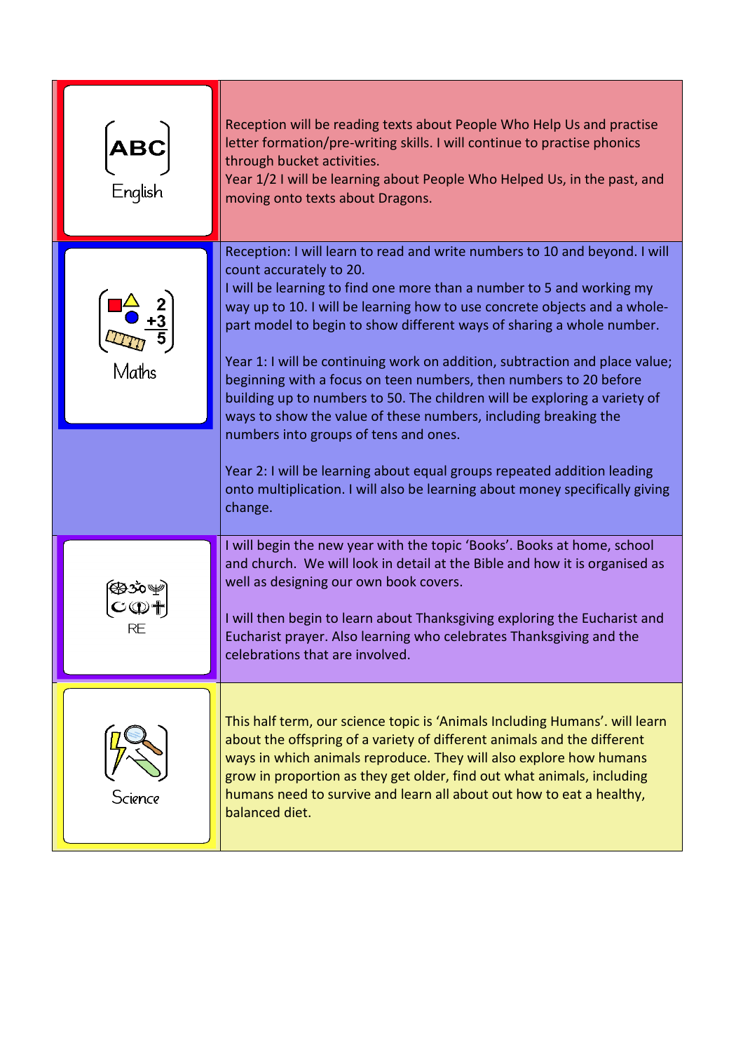| Subject | Content |
| --- | --- |
| English | Reception will be reading texts about People Who Help Us and practise letter formation/pre-writing skills. I will continue to practise phonics through bucket activities.<br>Year 1/2 I will be learning about People Who Helped Us, in the past, and moving onto texts about Dragons. |
| Maths | Reception: I will learn to read and write numbers to 10 and beyond. I will count accurately to 20.<br>I will be learning to find one more than a number to 5 and working my way up to 10. I will be learning how to use concrete objects and a whole-part model to begin to show different ways of sharing a whole number.<br><br>Year 1: I will be continuing work on addition, subtraction and place value; beginning with a focus on teen numbers, then numbers to 20 before building up to numbers to 50. The children will be exploring a variety of ways to show the value of these numbers, including breaking the numbers into groups of tens and ones.<br><br>Year 2: I will be learning about equal groups repeated addition leading onto multiplication. I will also be learning about money specifically giving change. |
| RE | I will begin the new year with the topic 'Books'. Books at home, school and church. We will look in detail at the Bible and how it is organised as well as designing our own book covers.<br><br>I will then begin to learn about Thanksgiving exploring the Eucharist and Eucharist prayer. Also learning who celebrates Thanksgiving and the celebrations that are involved. |
| Science | This half term, our science topic is 'Animals Including Humans'. will learn about the offspring of a variety of different animals and the different ways in which animals reproduce. They will also explore how humans grow in proportion as they get older, find out what animals, including humans need to survive and learn all about out how to eat a healthy, balanced diet. |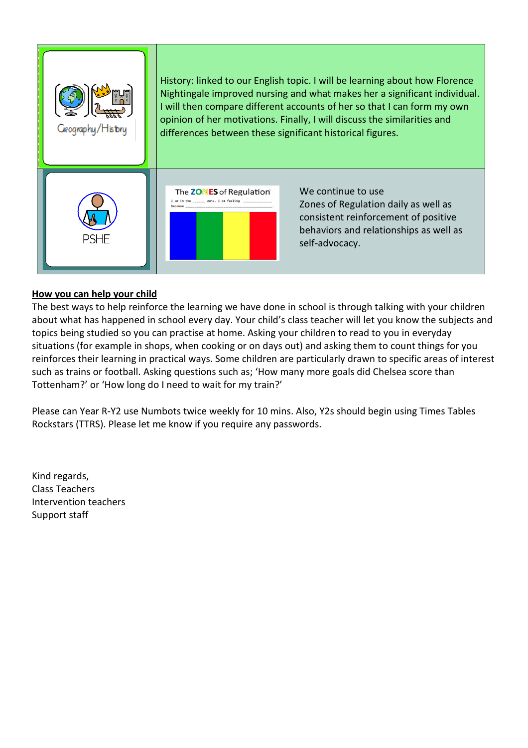| | | |
|---|---|---|
| Geography/History | History: linked to our English topic. I will be learning about how Florence Nightingale improved nursing and what makes her a significant individual. I will then compare different accounts of her so that I can form my own opinion of her motivations. Finally, I will discuss the similarities and differences between these significant historical figures. | |
| PSHE | The ZONES of Regulation | We continue to use Zones of Regulation daily as well as consistent reinforcement of positive behaviors and relationships as well as self-advocacy. |

**How you can help your child**

The best ways to help reinforce the learning we have done in school is through talking with your children about what has happened in school every day. Your child's class teacher will let you know the subjects and topics being studied so you can practise at home. Asking your children to read to you in everyday situations (for example in shops, when cooking or on days out) and asking them to count things for you reinforces their learning in practical ways. Some children are particularly drawn to specific areas of interest such as trains or football. Asking questions such as; 'How many more goals did Chelsea score than Tottenham?' or 'How long do I need to wait for my train?'

Please can Year R-Y2 use Numbots twice weekly for 10 mins. Also, Y2s should begin using Times Tables Rockstars (TTRS). Please let me know if you require any passwords.

Kind regards,
Class Teachers
Intervention teachers
Support staff